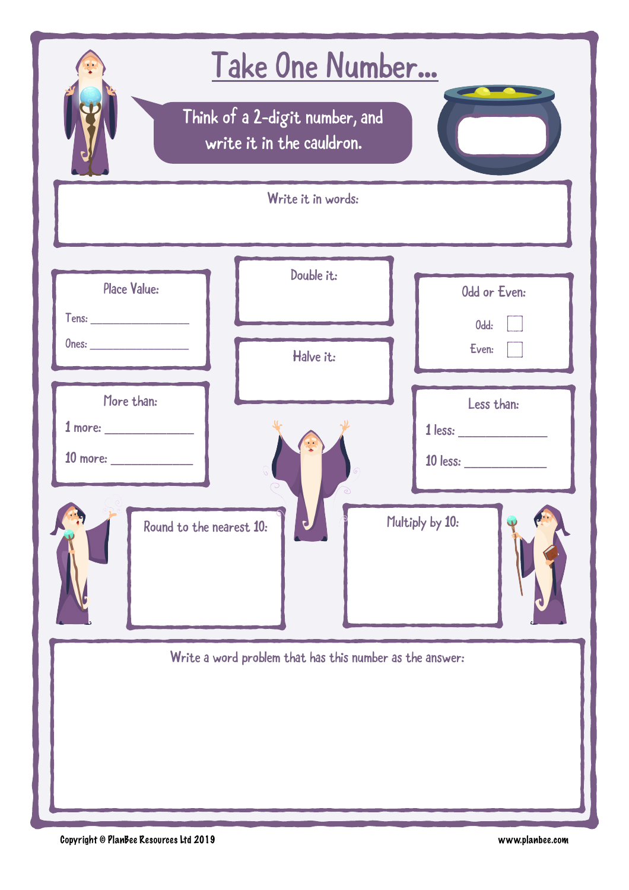# Take One Number...

Think of a 2-digit number, and write it in the cauldron.

**Write it in words:**

**Place Value:**

Tens: ________________

Ones: ________________

**Double it:**

**Halve it:**

**Odd or Even:**

Odd: ☐

Even: ☐

**More than:**

1 more: ______________

10 more: ______________

**Less than:**

1 less: ______________

10 less: ______________

**Round to the nearest 10:**

**Multiply by 10:**

**Write a word problem that has this number as the answer:**

Copyright © PlanBee Resources Ltd 2019

www.planbee.com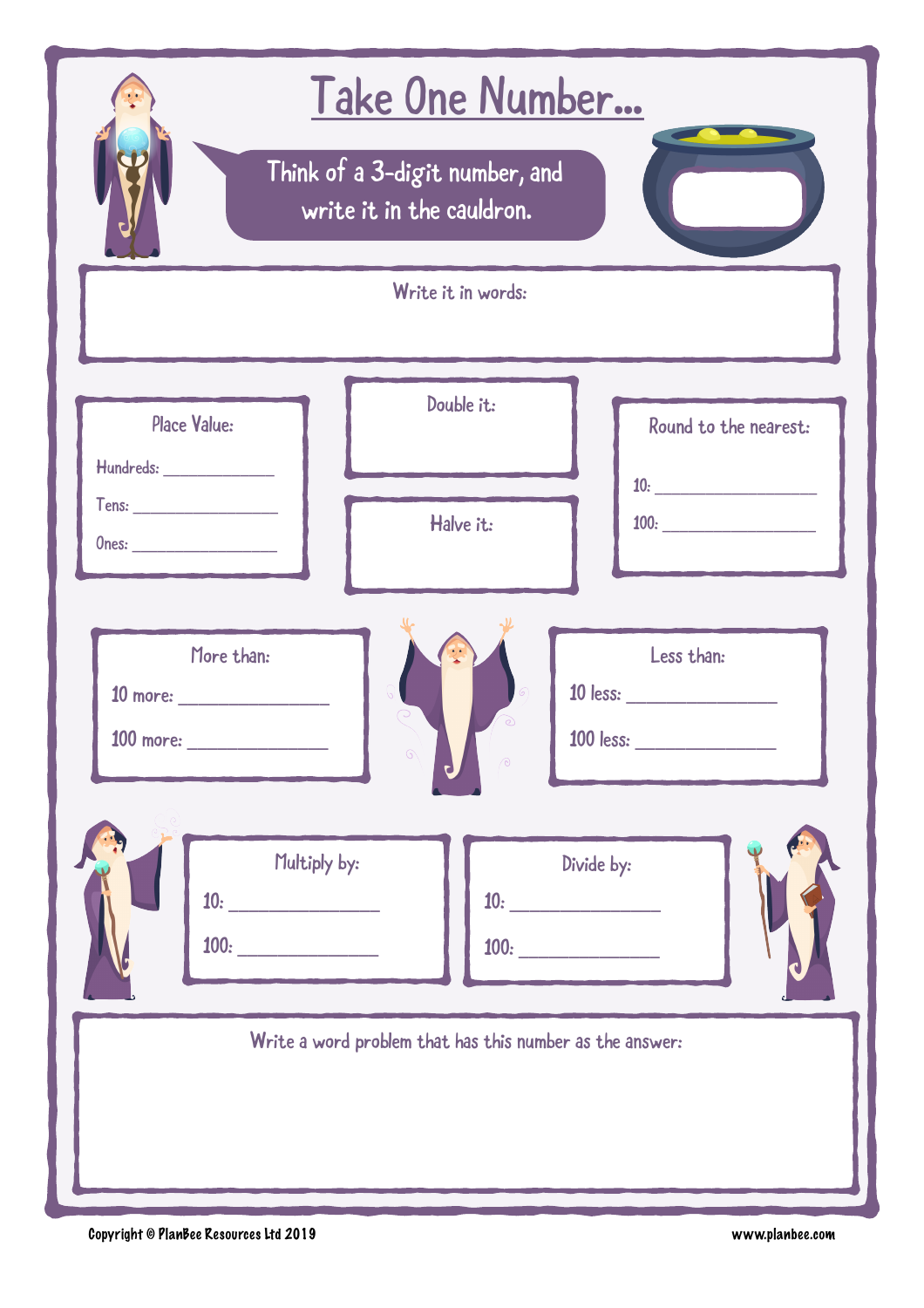# Take One Number...

Think of a 3-digit number, and write it in the cauldron.

**Write it in words:**

**Place Value:**

Hundreds: ____________

Tens: ____________

Ones: ____________

**Double it:**

**Halve it:**

**Round to the nearest:**

10: ____________

100: ____________

**More than:**

10 more: ____________

100 more: ____________

**Less than:**

10 less: ____________

100 less: ____________

**Multiply by:**

10: ____________

100: ____________

**Divide by:**

10: ____________

100: ____________

**Write a word problem that has this number as the answer:**

Copyright © PlanBee Resources Ltd 2019

www.planbee.com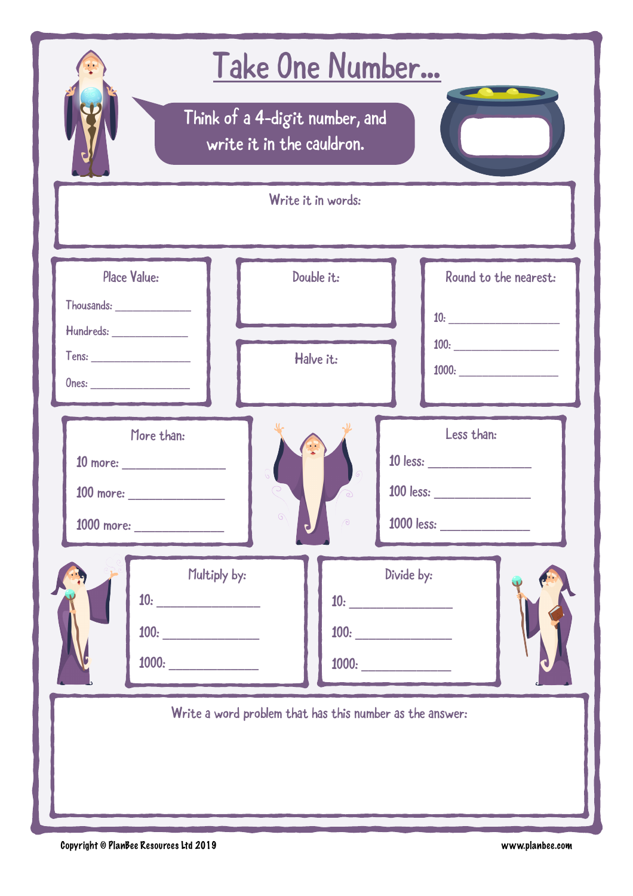# Take One Number...

Think of a 4-digit number, and write it in the cauldron.

Write it in words:

## Place Value:

Thousands: ____________

Hundreds: ____________

Tens: ____________

Ones: ____________

## Double it:

## Halve it:

## Round to the nearest:

10: ____________

100: ____________

1000: ____________

## More than:

10 more: ____________

100 more: ____________

1000 more: ____________

## Less than:

10 less: ____________

100 less: ____________

1000 less: ____________

## Multiply by:

10: ____________

100: ____________

1000: ____________

## Divide by:

10: ____________

100: ____________

1000: ____________

Write a word problem that has this number as the answer:

Copyright © PlanBee Resources Ltd 2019

www.planbee.com